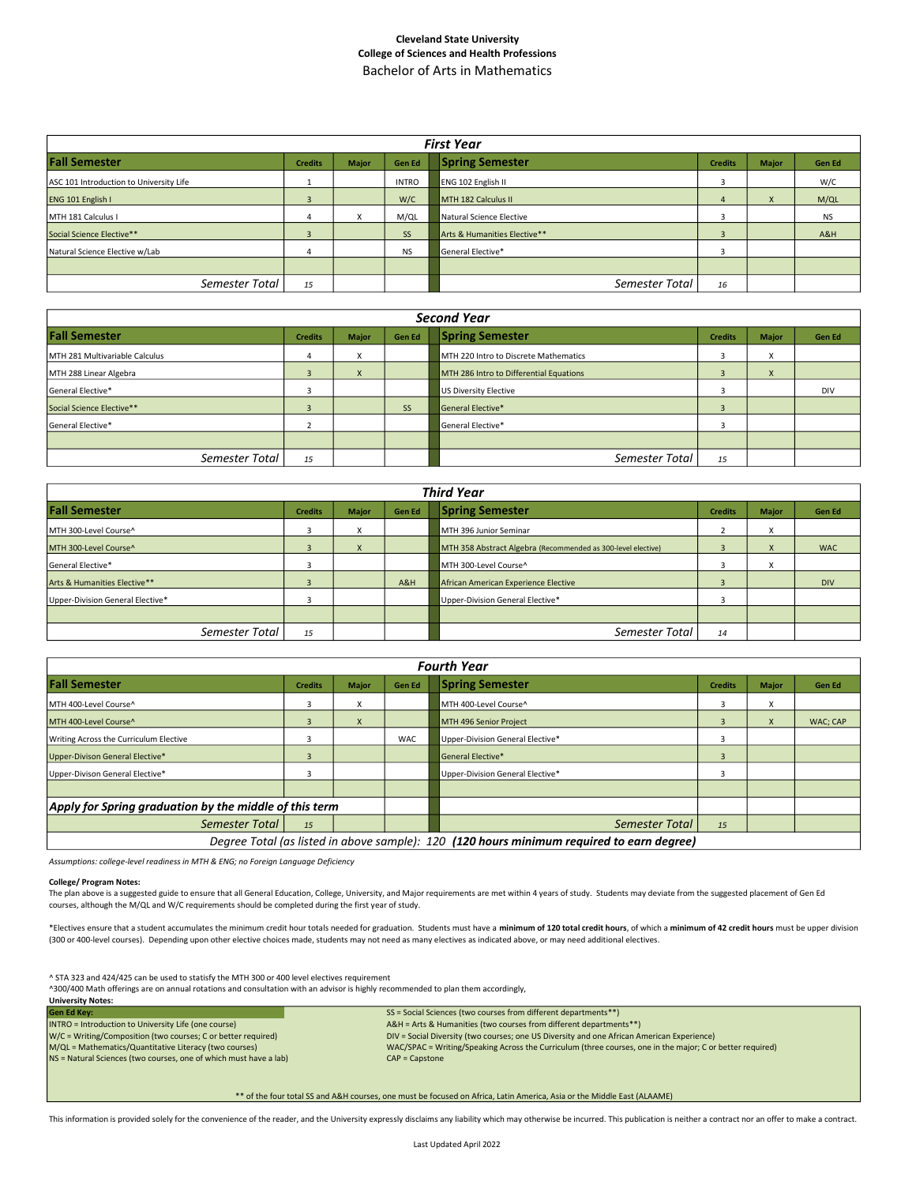**Cleveland State University**
**College of Sciences and Health Professions**

# Bachelor of Arts in Mathematics

## First Year

| Fall Semester | Credits | Major | Gen Ed | Spring Semester | Credits | Major | Gen Ed |
|---|---|---|---|---|---|---|---|
| ASC 101 Introduction to University Life | 1 | | INTRO | ENG 102 English II | 3 | | W/C |
| ENG 101 English I | 3 | | W/C | MTH 182 Calculus II | 4 | X | M/QL |
| MTH 181 Calculus I | 4 | X | M/QL | Natural Science Elective | 3 | | NS |
| Social Science Elective** | 3 | | SS | Arts & Humanities Elective** | 3 | | A&H |
| Natural Science Elective w/Lab | 4 | | NS | General Elective* | 3 | | |
| | | | | | | | |
| *Semester Total* | *15* | | | *Semester Total* | *16* | | |

## Second Year

| Fall Semester | Credits | Major | Gen Ed | Spring Semester | Credits | Major | Gen Ed |
|---|---|---|---|---|---|---|---|
| MTH 281 Multivariable Calculus | 4 | X | | MTH 220 Intro to Discrete Mathematics | 3 | X | |
| MTH 288 Linear Algebra | 3 | X | | MTH 286 Intro to Differential Equations | 3 | X | |
| General Elective* | 3 | | | US Diversity Elective | 3 | | DIV |
| Social Science Elective** | 3 | | SS | General Elective* | 3 | | |
| General Elective* | 2 | | | General Elective* | 3 | | |
| | | | | | | | |
| *Semester Total* | *15* | | | *Semester Total* | *15* | | |

## Third Year

| Fall Semester | Credits | Major | Gen Ed | Spring Semester | Credits | Major | Gen Ed |
|---|---|---|---|---|---|---|---|
| MTH 300-Level Course^ | 3 | X | | MTH 396 Junior Seminar | 2 | X | |
| MTH 300-Level Course^ | 3 | X | | MTH 358 Abstract Algebra (Recommended as 300-level elective) | 3 | X | WAC |
| General Elective* | 3 | | | MTH 300-Level Course^ | 3 | X | |
| Arts & Humanities Elective** | 3 | | A&H | African American Experience Elective | 3 | | DIV |
| Upper-Division General Elective* | 3 | | | Upper-Division General Elective* | 3 | | |
| | | | | | | | |
| *Semester Total* | *15* | | | *Semester Total* | *14* | | |

## Fourth Year

| Fall Semester | Credits | Major | Gen Ed | Spring Semester | Credits | Major | Gen Ed |
|---|---|---|---|---|---|---|---|
| MTH 400-Level Course^ | 3 | X | | MTH 400-Level Course^ | 3 | X | |
| MTH 400-Level Course^ | 3 | X | | MTH 496 Senior Project | 3 | X | WAC; CAP |
| Writing Across the Curriculum Elective | 3 | | WAC | Upper-Division General Elective* | 3 | | |
| Upper-Divison General Elective* | 3 | | | General Elective* | 3 | | |
| Upper-Divison General Elective* | 3 | | | Upper-Division General Elective* | 3 | | |
| | | | | | | | |
| ***Apply for Spring graduation by the middle of this term*** | | | | | | | |
| *Semester Total* | *15* | | | *Semester Total* | *15* | | |

*Degree Total (as listed in above sample): 120* ***(120 hours minimum required to earn degree)***

*Assumptions: college-level readiness in MTH & ENG; no Foreign Language Deficiency*

**College/ Program Notes:**

The plan above is a suggested guide to ensure that all General Education, College, University, and Major requirements are met within 4 years of study. Students may deviate from the suggested placement of Gen Ed courses, although the M/QL and W/C requirements should be completed during the first year of study.

*Electives ensure that a student accumulates the minimum credit hour totals needed for graduation. Students must have a **minimum of 120 total credit hours**, of which a **minimum of 42 credit hours** must be upper division (300 or 400-level courses). Depending upon other elective choices made, students may not need as many electives as indicated above, or may need additional electives.

^ STA 323 and 424/425 can be used to statisfy the MTH 300 or 400 level electives requirement
^300/400 Math offerings are on annual rotations and consultation with an advisor is highly recommended to plan them accordingly,

**University Notes:**

**Gen Ed Key:**

- INTRO = Introduction to University Life (one course)
- W/C = Writing/Composition (two courses; C or better required)
- M/QL = Mathematics/Quantitative Literacy (two courses)
- NS = Natural Sciences (two courses, one of which must have a lab)
- SS = Social Sciences (two courses from different departments**)
- A&H = Arts & Humanities (two courses from different departments**)
- DIV = Social Diversity (two courses; one US Diversity and one African American Experience)
- WAC/SPAC = Writing/Speaking Across the Curriculum (three courses, one in the major; C or better required)
- CAP = Capstone

** of the four total SS and A&H courses, one must be focused on Africa, Latin America, Asia or the Middle East (ALAAME)

This information is provided solely for the convenience of the reader, and the University expressly disclaims any liability which may otherwise be incurred. This publication is neither a contract nor an offer to make a contract.

Last Updated April 2022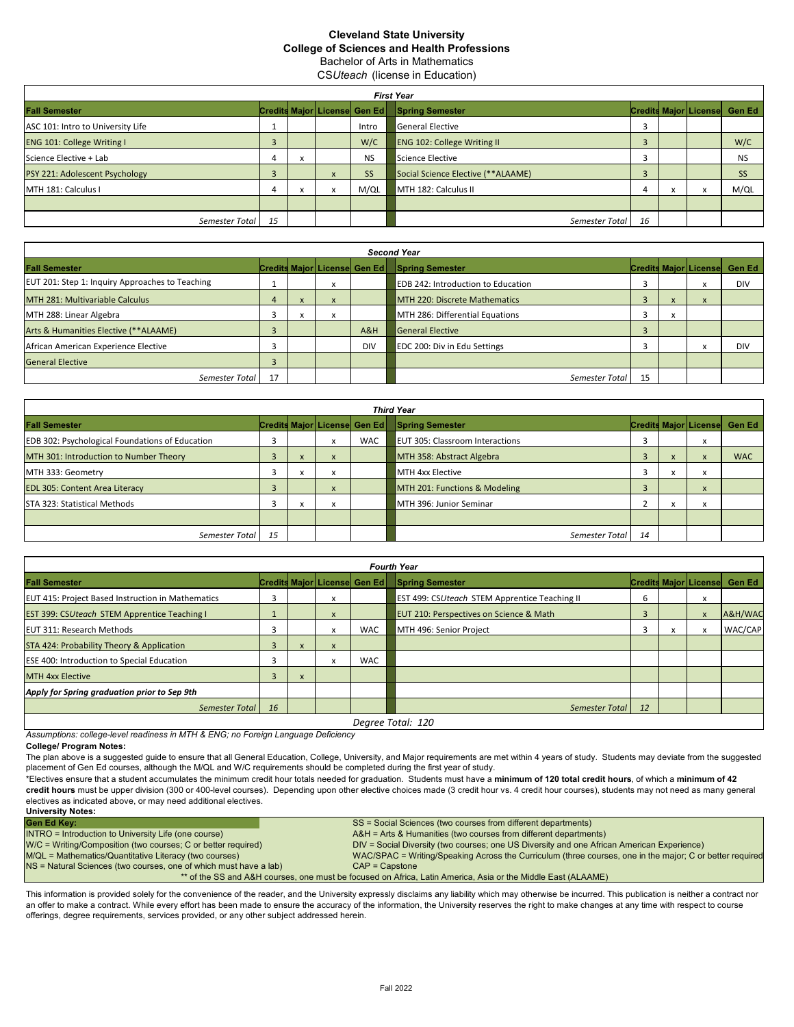# Cleveland State University

## College of Sciences and Health Professions

Bachelor of Arts in Mathematics

CS*Uteach* (license in Education)

| *First Year* | | | | | | | | | |
|---|---|---|---|---|---|---|---|---|---|
| **Fall Semester** | **Credits** | **Major** | **License** | **Gen Ed** | **Spring Semester** | **Credits** | **Major** | **License** | **Gen Ed** |
| ASC 101: Intro to University Life | 1 | | | Intro | General Elective | 3 | | | |
| ENG 101: College Writing I | 3 | | | W/C | ENG 102: College Writing II | 3 | | | W/C |
| Science Elective + Lab | 4 | x | | NS | Science Elective | 3 | | | NS |
| PSY 221: Adolescent Psychology | 3 | | x | SS | Social Science Elective (**ALAAME) | 3 | | | SS |
| MTH 181: Calculus I | 4 | x | x | M/QL | MTH 182: Calculus II | 4 | x | x | M/QL |
| | | | | | | | | | |
| *Semester Total* | *15* | | | | *Semester Total* | *16* | | | |

| *Second Year* | | | | | | | | | |
|---|---|---|---|---|---|---|---|---|---|
| **Fall Semester** | **Credits** | **Major** | **License** | **Gen Ed** | **Spring Semester** | **Credits** | **Major** | **License** | **Gen Ed** |
| EUT 201: Step 1: Inquiry Approaches to Teaching | 1 | | x | | EDB 242: Introduction to Education | 3 | | x | DIV |
| MTH 281: Multivariable Calculus | 4 | x | x | | MTH 220: Discrete Mathematics | 3 | x | x | |
| MTH 288: Linear Algebra | 3 | x | x | | MTH 286: Differential Equations | 3 | x | | |
| Arts & Humanities Elective (**ALAAME) | 3 | | | A&H | General Elective | 3 | | | |
| African American Experience Elective | 3 | | | DIV | EDC 200: Div in Edu Settings | 3 | | x | DIV |
| General Elective | 3 | | | | | | | | |
| *Semester Total* | 17 | | | | *Semester Total* | 15 | | | |

| *Third Year* | | | | | | | | | |
|---|---|---|---|---|---|---|---|---|---|
| **Fall Semester** | **Credits** | **Major** | **License** | **Gen Ed** | **Spring Semester** | **Credits** | **Major** | **License** | **Gen Ed** |
| EDB 302: Psychological Foundations of Education | 3 | | x | WAC | EUT 305: Classroom Interactions | 3 | | x | |
| MTH 301: Introduction to Number Theory | 3 | x | x | | MTH 358: Abstract Algebra | 3 | x | x | WAC |
| MTH 333: Geometry | 3 | x | x | | MTH 4xx Elective | 3 | x | x | |
| EDL 305: Content Area Literacy | 3 | | x | | MTH 201: Functions & Modeling | 3 | | x | |
| STA 323: Statistical Methods | 3 | x | x | | MTH 396: Junior Seminar | 2 | x | x | |
| | | | | | | | | | |
| *Semester Total* | *15* | | | | *Semester Total* | *14* | | | |

| *Fourth Year* | | | | | | | | | |
|---|---|---|---|---|---|---|---|---|---|
| **Fall Semester** | **Credits** | **Major** | **License** | **Gen Ed** | **Spring Semester** | **Credits** | **Major** | **License** | **Gen Ed** |
| EUT 415: Project Based Instruction in Mathematics | 3 | | x | | EST 499: CS*Uteach* STEM Apprentice Teaching II | 6 | | x | |
| EST 399: CS*Uteach* STEM Apprentice Teaching I | 1 | | x | | EUT 210: Perspectives on Science & Math | 3 | | x | A&H/WAC |
| EUT 311: Research Methods | 3 | | x | WAC | MTH 496: Senior Project | 3 | x | x | WAC/CAP |
| STA 424: Probability Theory & Application | 3 | x | x | | | | | | |
| ESE 400: Introduction to Special Education | 3 | | x | WAC | | | | | |
| MTH 4xx Elective | 3 | x | | | | | | | |
| ***Apply for Spring graduation prior to Sep 9th*** | | | | | | | | | |
| *Semester Total* | *16* | | | | *Semester Total* | *12* | | | |

*Degree Total: 120*

*Assumptions: college-level readiness in MTH & ENG; no Foreign Language Deficiency*

**College/ Program Notes:**

The plan above is a suggested guide to ensure that all General Education, College, University, and Major requirements are met within 4 years of study. Students may deviate from the suggested placement of Gen Ed courses, although the M/QL and W/C requirements should be completed during the first year of study.

*Electives ensure that a student accumulates the minimum credit hour totals needed for graduation. Students must have a **minimum of 120 total credit hours**, of which a **minimum of 42 credit hours** must be upper division (300 or 400-level courses). Depending upon other elective choices made (3 credit hour vs. 4 credit hour courses), students may not need as many general electives as indicated above, or may need additional electives.

**University Notes:**

| **Gen Ed Key:** | |
|---|---|
| INTRO = Introduction to University Life (one course) | SS = Social Sciences (two courses from different departments) |
| W/C = Writing/Composition (two courses; C or better required) | A&H = Arts & Humanities (two courses from different departments) |
| M/QL = Mathematics/Quantitative Literacy (two courses) | DIV = Social Diversity (two courses; one US Diversity and one African American Experience) |
| NS = Natural Sciences (two courses, one of which must have a lab) | WAC/SPAC = Writing/Speaking Across the Curriculum (three courses, one in the major; C or better required |
| | CAP = Capstone |

** of the SS and A&H courses, one must be focused on Africa, Latin America, Asia or the Middle East (ALAAME)

This information is provided solely for the convenience of the reader, and the University expressly disclaims any liability which may otherwise be incurred. This publication is neither a contract nor an offer to make a contract. While every effort has been made to ensure the accuracy of the information, the University reserves the right to make changes at any time with respect to course offerings, degree requirements, services provided, or any other subject addressed herein.

Fall 2022